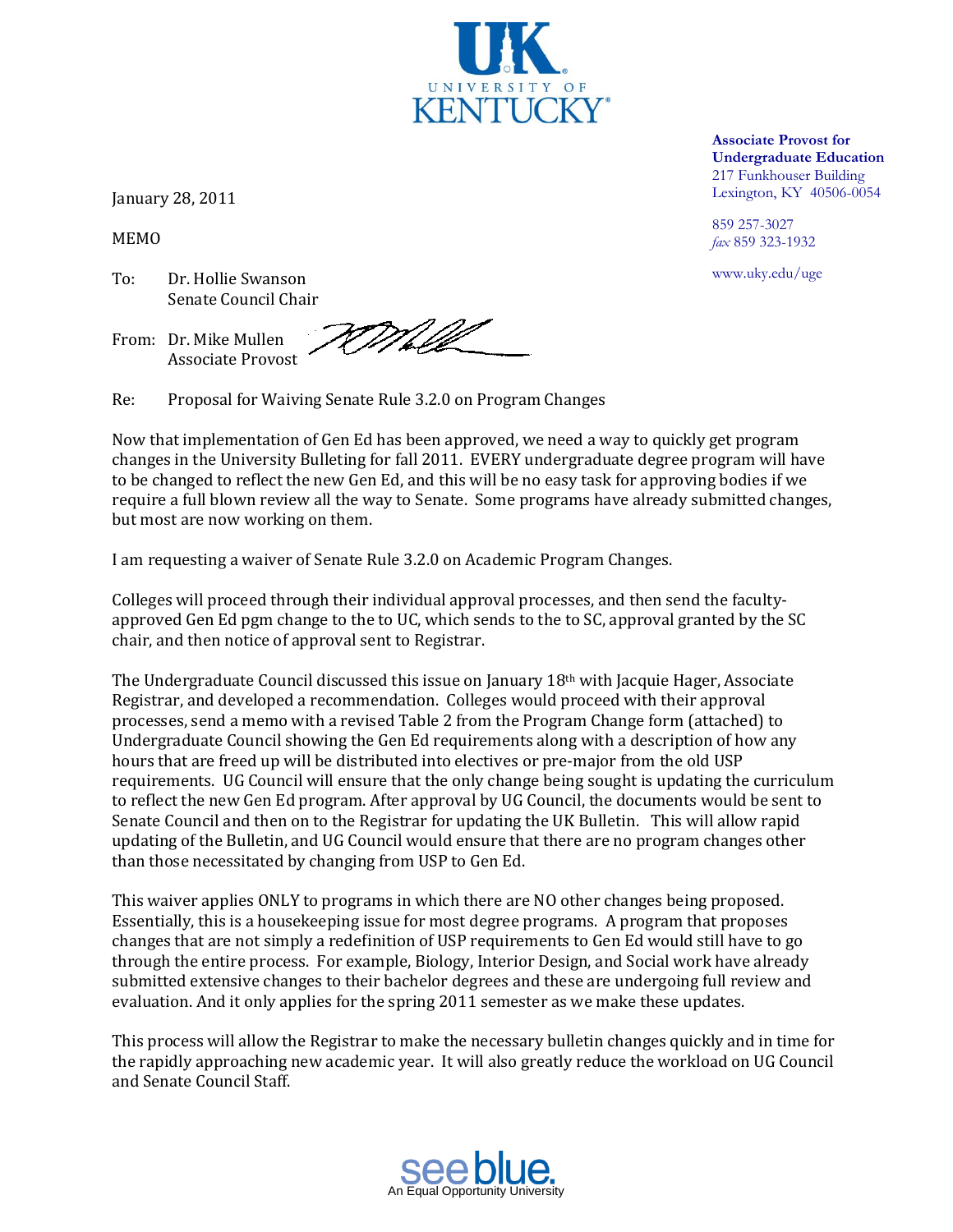University of Kentucky

**Associate Provost for Undergraduate Education**
217 Funkhouser Building
Lexington, KY 40506-0054

859 257-3027
*fax* 859 323-1932

www.uky.edu/uge

January 28, 2011

MEMO

To: Dr. Hollie Swanson
Senate Council Chair

From: Dr. Mike Mullen
Associate Provost

Re: Proposal for Waiving Senate Rule 3.2.0 on Program Changes

Now that implementation of Gen Ed has been approved, we need a way to quickly get program changes in the University Bulleting for fall 2011. EVERY undergraduate degree program will have to be changed to reflect the new Gen Ed, and this will be no easy task for approving bodies if we require a full blown review all the way to Senate. Some programs have already submitted changes, but most are now working on them.

I am requesting a waiver of Senate Rule 3.2.0 on Academic Program Changes.

Colleges will proceed through their individual approval processes, and then send the faculty-approved Gen Ed pgm change to the to UC, which sends to the to SC, approval granted by the SC chair, and then notice of approval sent to Registrar.

The Undergraduate Council discussed this issue on January 18th with Jacquie Hager, Associate Registrar, and developed a recommendation. Colleges would proceed with their approval processes, send a memo with a revised Table 2 from the Program Change form (attached) to Undergraduate Council showing the Gen Ed requirements along with a description of how any hours that are freed up will be distributed into electives or pre-major from the old USP requirements. UG Council will ensure that the only change being sought is updating the curriculum to reflect the new Gen Ed program. After approval by UG Council, the documents would be sent to Senate Council and then on to the Registrar for updating the UK Bulletin. This will allow rapid updating of the Bulletin, and UG Council would ensure that there are no program changes other than those necessitated by changing from USP to Gen Ed.

This waiver applies ONLY to programs in which there are NO other changes being proposed. Essentially, this is a housekeeping issue for most degree programs. A program that proposes changes that are not simply a redefinition of USP requirements to Gen Ed would still have to go through the entire process. For example, Biology, Interior Design, and Social work have already submitted extensive changes to their bachelor degrees and these are undergoing full review and evaluation. And it only applies for the spring 2011 semester as we make these updates.

This process will allow the Registrar to make the necessary bulletin changes quickly and in time for the rapidly approaching new academic year. It will also greatly reduce the workload on UG Council and Senate Council Staff.

seeblue.
An Equal Opportunity University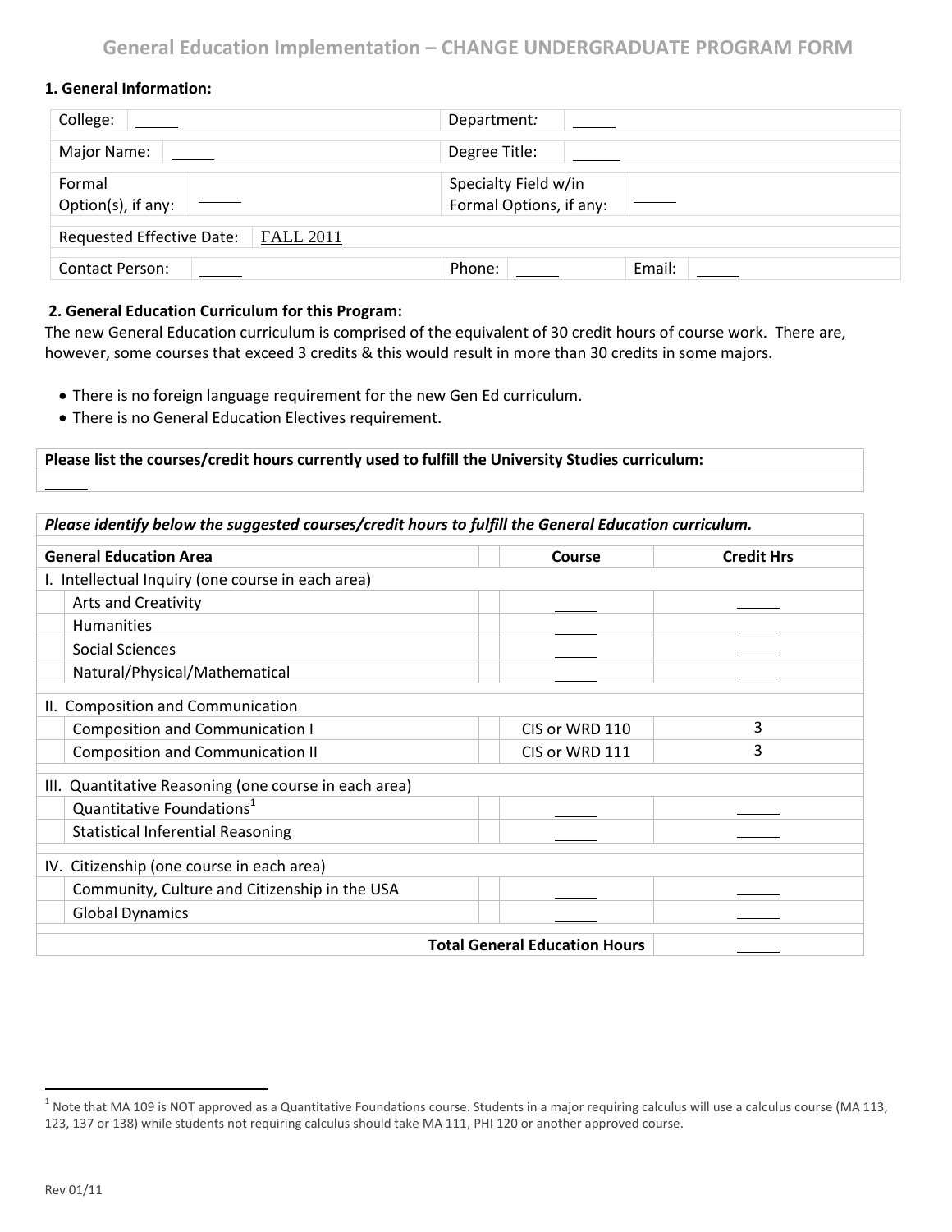# General Education Implementation – CHANGE UNDERGRADUATE PROGRAM FORM

**1. General Information:**

| | | | |
|---|---|---|---|
| College: | _____ | Department: | _____ |
| Major Name: | _____ | Degree Title: | _____ |
| Formal Option(s), if any: | _____ | Specialty Field w/in Formal Options, if any: | _____ |
| Requested Effective Date: | FALL 2011 | | |
| Contact Person: | _____ | Phone: _____ | Email: _____ |

**2. General Education Curriculum for this Program:**

The new General Education curriculum is comprised of the equivalent of 30 credit hours of course work. There are, however, some courses that exceed 3 credits & this would result in more than 30 credits in some majors.

- There is no foreign language requirement for the new Gen Ed curriculum.
- There is no General Education Electives requirement.

| **Please list the courses/credit hours currently used to fulfill the University Studies curriculum:** |
|---|
| _____ |

***Please identify below the suggested courses/credit hours to fulfill the General Education curriculum.***

| **General Education Area** | **Course** | **Credit Hrs** |
|---|---|---|
| I. Intellectual Inquiry (one course in each area) | | |
| Arts and Creativity | _____ | _____ |
| Humanities | _____ | _____ |
| Social Sciences | _____ | _____ |
| Natural/Physical/Mathematical | _____ | _____ |
| II. Composition and Communication | | |
| Composition and Communication I | CIS or WRD 110 | 3 |
| Composition and Communication II | CIS or WRD 111 | 3 |
| III. Quantitative Reasoning (one course in each area) | | |
| Quantitative Foundations[1] | _____ | _____ |
| Statistical Inferential Reasoning | _____ | _____ |
| IV. Citizenship (one course in each area) | | |
| Community, Culture and Citizenship in the USA | _____ | _____ |
| Global Dynamics | _____ | _____ |
| | **Total General Education Hours** | _____ |

[1] Note that MA 109 is NOT approved as a Quantitative Foundations course. Students in a major requiring calculus will use a calculus course (MA 113, 123, 137 or 138) while students not requiring calculus should take MA 111, PHI 120 or another approved course.

Rev 01/11